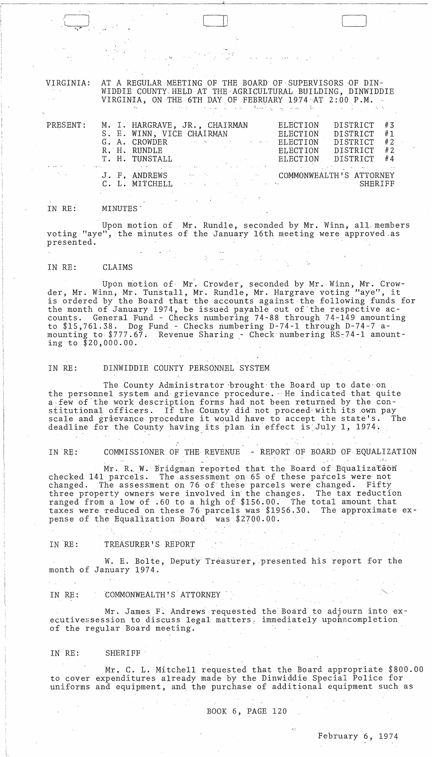VIRGINIA: AT A REGULAR MEETING OF THE BOARD OF SUPERVISORS OF DINWIDDIE COUNTY HELD AT THE AGRICULTURAL BUILDING, DINWIDDIE VIRGINIA, ON THE 6TH DAY OF FEBRUARY 1974 AT 2:00 P.M.

| PRESENT: | | |
|---|---|---|
| | M. I. HARGRAVE, JR., CHAIRMAN | ELECTION DISTRICT #3 |
| | S. E. WINN, VICE CHAIRMAN | ELECTION DISTRICT #1 |
| | G. A. CROWDER | ELECTION DISTRICT #2 |
| | R. H. RUNDLE | ELECTION DISTRICT #2 |
| | T. H. TUNSTALL | ELECTION DISTRICT #4 |
| | J. F. ANDREWS | COMMONWEALTH'S ATTORNEY |
| | C. L. MITCHELL | SHERIFF |

IN RE: MINUTES

Upon motion of Mr. Rundle, seconded by Mr. Winn, all members voting "aye", the minutes of the January 16th meeting were approved as presented.

IN RE: CLAIMS

Upon motion of Mr. Crowder, seconded by Mr. Winn, Mr. Crowder, Mr. Winn, Mr. Tunstall, Mr. Rundle, Mr. Hargrave voting "aye", it is ordered by the Board that the accounts against the following funds for the month of January 1974, be issued payable out of the respective accounts. General Fund - Checks numbering 74-88 through 74-149 amounting to $15,761.38. Dog Fund - Checks numbering D-74-1 through D-74-7 amounting to $777.67. Revenue Sharing - Check numbering RS-74-1 amounting to $20,000.00.

IN RE: DINWIDDIE COUNTY PERSONNEL SYSTEM

The County Administrator brought the Board up to date on the personnel system and grievance procedure. He indicated that quite a few of the work description forms had not been returned by the constitutional officers. If the County did not proceed with its own pay scale and grievance procedure it would have to accept the state's. The deadline for the County having its plan in effect is July 1, 1974.

IN RE: COMMISSIONER OF THE REVENUE - REPORT OF BOARD OF EQUALIZATION

Mr. R. W. Bridgman reported that the Board of Equalization checked 141 parcels. The assessment on 65 of these parcels were not changed. The assessment on 76 of these parcels were changed. Fifty three property owners were involved in the changes. The tax reduction ranged from a low of .60 to a high of $156.00. The total amount that taxes were reduced on these 76 parcels was $1956.30. The approximate expense of the Equalization Board was $2700.00.

IN RE: TREASURER'S REPORT

W. E. Bolte, Deputy Treasurer, presented his report for the month of January 1974.

IN RE: COMMONWEALTH'S ATTORNEY

Mr. James F. Andrews requested the Board to adjourn into executive session to discuss legal matters, immediately upon completion of the regular Board meeting.

IN RE: SHERIFF

Mr. C. L. Mitchell requested that the Board appropriate $800.00 to cover expenditures already made by the Dinwiddie Special Police for uniforms and equipment, and the purchase of additional equipment such as

BOOK 6, PAGE 120

February 6, 1974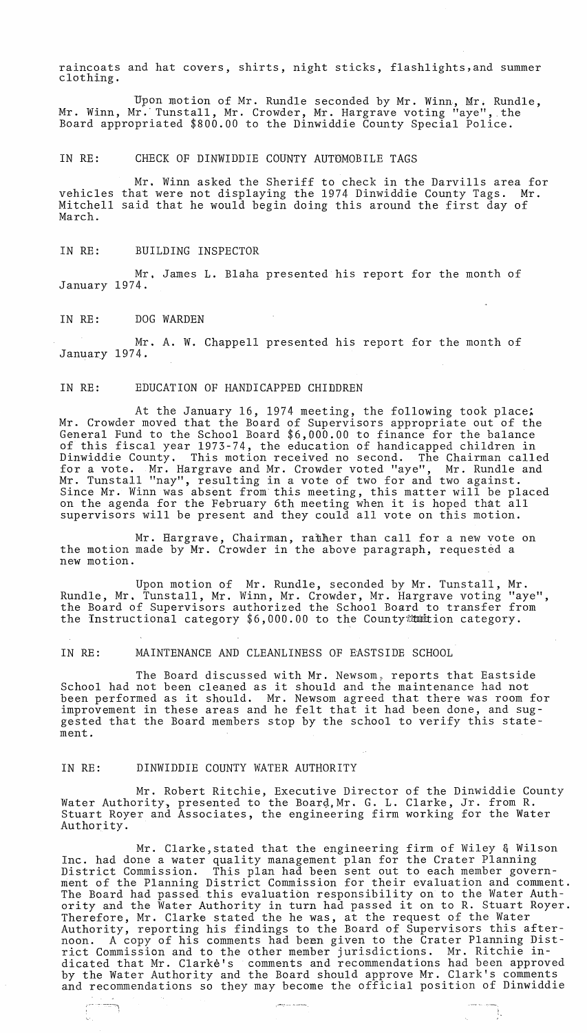raincoats and hat covers, shirts, night sticks, flashlights, and summer clothing.

Upon motion of Mr. Rundle seconded by Mr. Winn, Mr. Rundle, Mr. Winn, Mr. Tunstall, Mr. Crowder, Mr. Hargrave voting "aye", the Board appropriated $800.00 to the Dinwiddie County Special Police.

IN RE: CHECK OF DINWIDDIE COUNTY AUTOMOBILE TAGS

Mr. Winn asked the Sheriff to check in the Darvills area for vehicles that were not displaying the 1974 Dinwiddie County Tags. Mr. Mitchell said that he would begin doing this around the first day of March.

IN RE: BUILDING INSPECTOR

Mr. James L. Blaha presented his report for the month of January 1974.

IN RE: DOG WARDEN

Mr. A. W. Chappell presented his report for the month of January 1974.

IN RE: EDUCATION OF HANDICAPPED CHIDDREN

At the January 16, 1974 meeting, the following took place; Mr. Crowder moved that the Board of Supervisors appropriate out of the General Fund to the School Board $6,000.00 to finance for the balance of this fiscal year 1973-74, the education of handicapped children in Dinwiddie County. This motion received no second. The Chairman called for a vote. Mr. Hargrave and Mr. Crowder voted "aye", Mr. Rundle and Mr. Tunstall "nay", resulting in a vote of two for and two against. Since Mr. Winn was absent from this meeting, this matter will be placed on the agenda for the February 6th meeting when it is hoped that all supervisors will be present and they could all vote on this motion.

Mr. Hargrave, Chairman, rather than call for a new vote on the motion made by Mr. Crowder in the above paragraph, requested a new motion.

Upon motion of Mr. Rundle, seconded by Mr. Tunstall, Mr. Rundle, Mr. Tunstall, Mr. Winn, Mr. Crowder, Mr. Hargrave voting "aye", the Board of Supervisors authorized the School Board to transfer from the Instructional category $6,000.00 to the County tuition category.

IN RE: MAINTENANCE AND CLEANLINESS OF EASTSIDE SCHOOL

The Board discussed with Mr. Newsom, reports that Eastside School had not been cleaned as it should and the maintenance had not been performed as it should. Mr. Newsom agreed that there was room for improvement in these areas and he felt that it had been done, and suggested that the Board members stop by the school to verify this statement.

IN RE: DINWIDDIE COUNTY WATER AUTHORITY

Mr. Robert Ritchie, Executive Director of the Dinwiddie County Water Authority, presented to the Board, Mr. G. L. Clarke, Jr. from R. Stuart Royer and Associates, the engineering firm working for the Water Authority.

Mr. Clarke, stated that the engineering firm of Wiley & Wilson Inc. had done a water quality management plan for the Crater Planning District Commission. This plan had been sent out to each member government of the Planning District Commission for their evaluation and comment. The Board had passed this evaluation responsibility on to the Water Authority and the Water Authority in turn had passed it on to R. Stuart Royer. Therefore, Mr. Clarke stated the he was, at the request of the Water Authority, reporting his findings to the Board of Supervisors this afternoon. A copy of his comments had been given to the Crater Planning District Commission and to the other member jurisdictions. Mr. Ritchie indicated that Mr. Clarke's comments and recommendations had been approved by the Water Authority and the Board should approve Mr. Clark's comments and recommendations so they may become the official position of Dinwiddie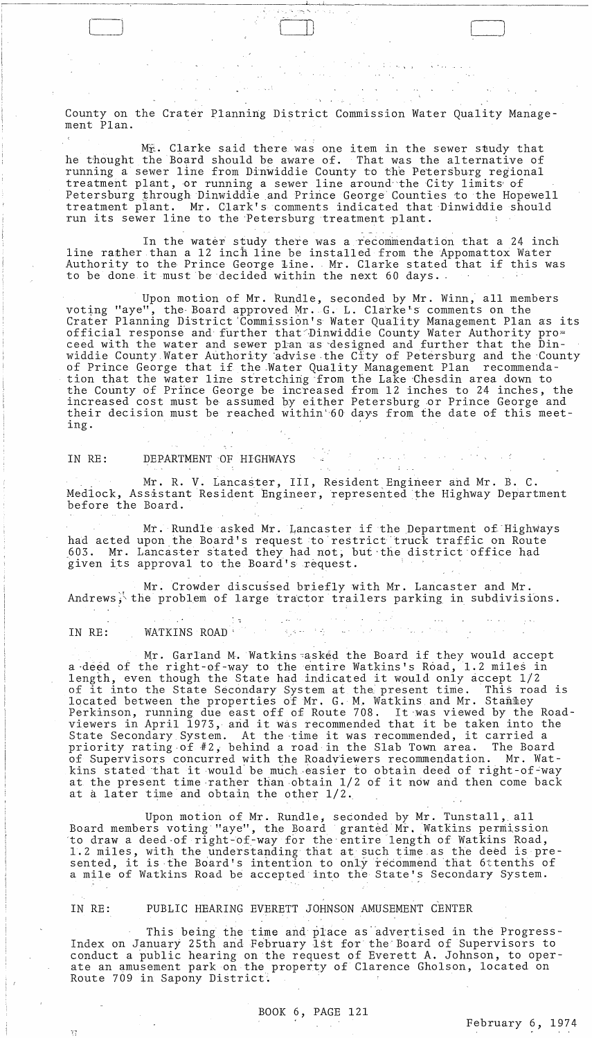County on the Crater Planning District Commission Water Quality Management Plan.

Mr. Clarke said there was one item in the sewer study that he thought the Board should be aware of. That was the alternative of running a sewer line from Dinwiddie County to the Petersburg regional treatment plant, or running a sewer line around the City limits of Petersburg through Dinwiddie and Prince George Counties to the Hopewell treatment plant. Mr. Clark's comments indicated that Dinwiddie should run its sewer line to the Petersburg treatment plant.

In the water study there was a recommendation that a 24 inch line rather than a 12 inch line be installed from the Appomattox Water Authority to the Prince George line. Mr. Clarke stated that if this was to be done it must be decided within the next 60 days.

Upon motion of Mr. Rundle, seconded by Mr. Winn, all members voting "aye", the Board approved Mr. G. L. Clarke's comments on the Crater Planning District Commission's Water Quality Management Plan as its official response and further that Dinwiddie County Water Authority proceed with the water and sewer plan as designed and further that the Dinwiddie County Water Authority advise the City of Petersburg and the County of Prince George that if the Water Quality Management Plan recommendation that the water line stretching from the Lake Chesdin area down to the County of Prince George be increased from 12 inches to 24 inches, the increased cost must be assumed by either Petersburg or Prince George and their decision must be reached within 60 days from the date of this meeting.

IN RE: DEPARTMENT OF HIGHWAYS

Mr. R. V. Lancaster, III, Resident Engineer and Mr. B. C. Medlock, Assistant Resident Engineer, represented the Highway Department before the Board.

Mr. Rundle asked Mr. Lancaster if the Department of Highways had acted upon the Board's request to restrict truck traffic on Route 603. Mr. Lancaster stated they had not, but the district office had given its approval to the Board's request.

Mr. Crowder discussed briefly with Mr. Lancaster and Mr. Andrews, the problem of large tractor trailers parking in subdivisions.

IN RE: WATKINS ROAD

Mr. Garland M. Watkins asked the Board if they would accept a deed of the right-of-way to the entire Watkins's Road, 1.2 miles in length, even though the State had indicated it would only accept 1/2 of it into the State Secondary System at the present time. This road is located between the properties of Mr. G. M. Watkins and Mr. Stanley Perkinson, running due east off of Route 708. It was viewed by the Roadviewers in April 1973, and it was recommended that it be taken into the State Secondary System. At the time it was recommended, it carried a priority rating of #2, behind a road in the Slab Town area. The Board of Supervisors concurred with the Roadviewers recommendation. Mr. Watkins stated that it would be much easier to obtain deed of right-of-way at the present time rather than obtain 1/2 of it now and then come back at a later time and obtain the other 1/2.

Upon motion of Mr. Rundle, seconded by Mr. Tunstall, all Board members voting "aye", the Board granted Mr. Watkins permission to draw a deed of right-of-way for the entire length of Watkins Road, 1.2 miles, with the understanding that at such time as the deed is presented, it is the Board's intention to only recommend that 6 tenths of a mile of Watkins Road be accepted into the State's Secondary System.

IN RE: PUBLIC HEARING EVERETT JOHNSON AMUSEMENT CENTER

This being the time and place as advertised in the Progress-Index on January 25th and February 1st for the Board of Supervisors to conduct a public hearing on the request of Everett A. Johnson, to operate an amusement park on the property of Clarence Gholson, located on Route 709 in Sapony District.

BOOK 6, PAGE 121

February 6, 1974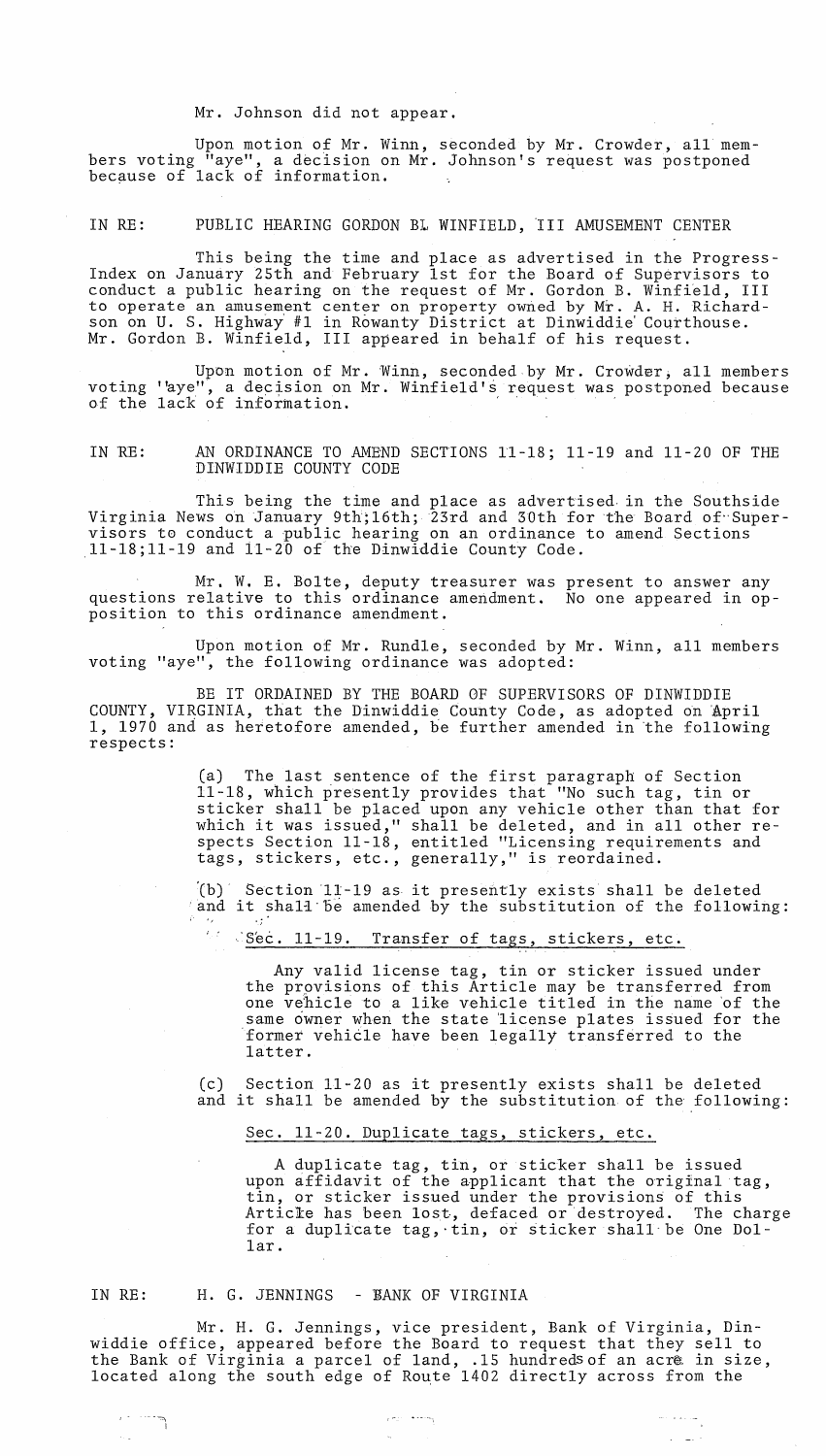Mr. Johnson did not appear.

Upon motion of Mr. Winn, seconded by Mr. Crowder, all members voting "aye", a decision on Mr. Johnson's request was postponed because of lack of information.

IN RE: PUBLIC HEARING GORDON B. WINFIELD, III AMUSEMENT CENTER

This being the time and place as advertised in the Progress-Index on January 25th and February 1st for the Board of Supervisors to conduct a public hearing on the request of Mr. Gordon B. Winfield, III to operate an amusement center on property owned by Mr. A. H. Richardson on U. S. Highway #1 in Rowanty District at Dinwiddie Courthouse. Mr. Gordon B. Winfield, III appeared in behalf of his request.

Upon motion of Mr. Winn, seconded by Mr. Crowder, all members voting "aye", a decision on Mr. Winfield's request was postponed because of the lack of information.

IN RE: AN ORDINANCE TO AMEND SECTIONS 11-18; 11-19 and 11-20 OF THE DINWIDDIE COUNTY CODE

This being the time and place as advertised in the Southside Virginia News on January 9th;16th; 23rd and 30th for the Board of Supervisors to conduct a public hearing on an ordinance to amend Sections 11-18;11-19 and 11-20 of the Dinwiddie County Code.

Mr. W. E. Bolte, deputy treasurer was present to answer any questions relative to this ordinance amendment. No one appeared in opposition to this ordinance amendment.

Upon motion of Mr. Rundle, seconded by Mr. Winn, all members voting "aye", the following ordinance was adopted:

BE IT ORDAINED BY THE BOARD OF SUPERVISORS OF DINWIDDIE COUNTY, VIRGINIA, that the Dinwiddie County Code, as adopted on April 1, 1970 and as heretofore amended, be further amended in the following respects:

(a) The last sentence of the first paragraph of Section 11-18, which presently provides that "No such tag, tin or sticker shall be placed upon any vehicle other than that for which it was issued," shall be deleted, and in all other respects Section 11-18, entitled "Licensing requirements and tags, stickers, etc., generally," is reordained.

(b) Section 11-19 as it presently exists shall be deleted and it shall be amended by the substitution of the following:

Sec. 11-19. Transfer of tags, stickers, etc.

Any valid license tag, tin or sticker issued under the provisions of this Article may be transferred from one vehicle to a like vehicle titled in the name of the same owner when the state license plates issued for the former vehicle have been legally transferred to the latter.

(c) Section 11-20 as it presently exists shall be deleted and it shall be amended by the substitution of the following:

Sec. 11-20. Duplicate tags, stickers, etc.

A duplicate tag, tin, or sticker shall be issued upon affidavit of the applicant that the original tag, tin, or sticker issued under the provisions of this Article has been lost, defaced or destroyed. The charge for a duplicate tag, tin, or sticker shall be One Dollar.

IN RE: H. G. JENNINGS - BANK OF VIRGINIA

Mr. H. G. Jennings, vice president, Bank of Virginia, Dinwiddie office, appeared before the Board to request that they sell to the Bank of Virginia a parcel of land, .15 hundreds of an acre in size, located along the south edge of Route 1402 directly across from the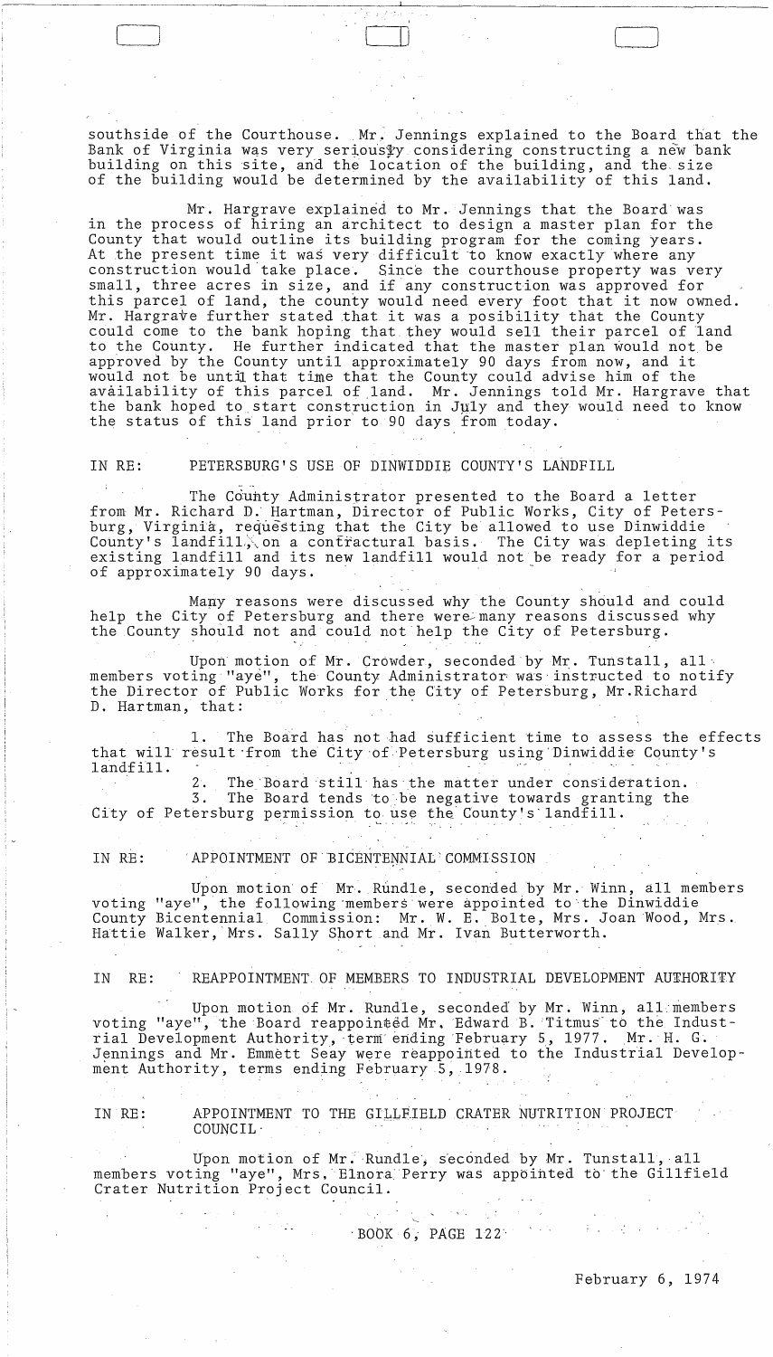southside of the Courthouse. Mr. Jennings explained to the Board that the Bank of Virginia was very seriously considering constructing a new bank building on this site, and the location of the building, and the size of the building would be determined by the availability of this land.

Mr. Hargrave explained to Mr. Jennings that the Board was in the process of hiring an architect to design a master plan for the County that would outline its building program for the coming years. At the present time it was very difficult to know exactly where any construction would take place. Since the courthouse property was very small, three acres in size, and if any construction was approved for this parcel of land, the county would need every foot that it now owned. Mr. Hargrave further stated that it was a posibility that the County could come to the bank hoping that they would sell their parcel of land to the County. He further indicated that the master plan would not be approved by the County until approximately 90 days from now, and it would not be until that time that the County could advise him of the availability of this parcel of land. Mr. Jennings told Mr. Hargrave that the bank hoped to start construction in July and they would need to know the status of this land prior to 90 days from today.

IN RE: PETERSBURG'S USE OF DINWIDDIE COUNTY'S LANDFILL

The County Administrator presented to the Board a letter from Mr. Richard D. Hartman, Director of Public Works, City of Petersburg, Virginia, requesting that the City be allowed to use Dinwiddie County's landfill, on a contractual basis. The City was depleting its existing landfill and its new landfill would not be ready for a period of approximately 90 days.

Many reasons were discussed why the County should and could help the City of Petersburg and there were many reasons discussed why the County should not and could not help the City of Petersburg.

Upon motion of Mr. Crowder, seconded by Mr. Tunstall, all members voting "aye", the County Administrator was instructed to notify the Director of Public Works for the City of Petersburg, Mr. Richard D. Hartman, that:

1. The Board has not had sufficient time to assess the effects that will result from the City of Petersburg using Dinwiddie County's landfill.
2. The Board still has the matter under consideration.
3. The Board tends to be negative towards granting the City of Petersburg permission to use the County's landfill.

IN RE: APPOINTMENT OF BICENTENNIAL COMMISSION

Upon motion of Mr. Rundle, seconded by Mr. Winn, all members voting "aye", the following members were appointed to the Dinwiddie County Bicentennial Commission: Mr. W. E. Bolte, Mrs. Joan Wood, Mrs. Hattie Walker, Mrs. Sally Short and Mr. Ivan Butterworth.

IN RE: REAPPOINTMENT OF MEMBERS TO INDUSTRIAL DEVELOPMENT AUTHORITY

Upon motion of Mr. Rundle, seconded by Mr. Winn, all members voting "aye", the Board reappointed Mr. Edward B. Titmus to the Industrial Development Authority, term ending February 5, 1977. Mr. H. G. Jennings and Mr. Emmett Seay were reappointed to the Industrial Development Authority, terms ending February 5, 1978.

IN RE: APPOINTMENT TO THE GILLFIELD CRATER NUTRITION PROJECT COUNCIL

Upon motion of Mr. Rundle, seconded by Mr. Tunstall, all members voting "aye", Mrs. Elnora Perry was appointed to the Gillfield Crater Nutrition Project Council.

BOOK 6, PAGE 122

February 6, 1974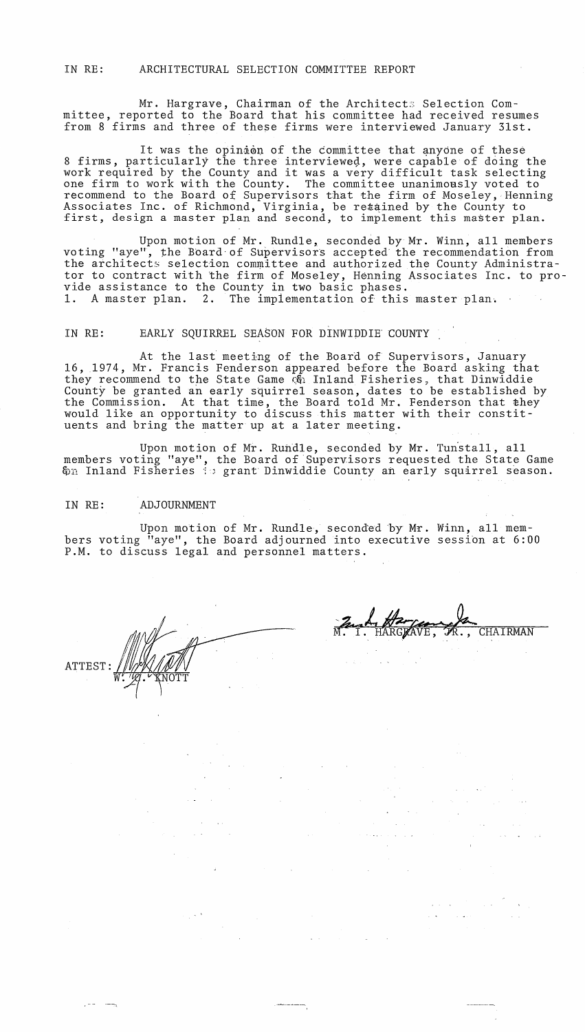IN RE: ARCHITECTURAL SELECTION COMMITTEE REPORT

Mr. Hargrave, Chairman of the Architects Selection Committee, reported to the Board that his committee had received resumes from 8 firms and three of these firms were interviewed January 31st.

It was the opinion of the committee that anyone of these 8 firms, particularly the three interviewed, were capable of doing the work required by the County and it was a very difficult task selecting one firm to work with the County. The committee unanimously voted to recommend to the Board of Supervisors that the firm of Moseley, Henning Associates Inc. of Richmond, Virginia, be retained by the County to first, design a master plan and second, to implement this master plan.

Upon motion of Mr. Rundle, seconded by Mr. Winn, all members voting "aye", the Board of Supervisors accepted the recommendation from the architects selection committee and authorized the County Administrator to contract with the firm of Moseley, Henning Associates Inc. to provide assistance to the County in two basic phases.
1. A master plan. 2. The implementation of this master plan.

IN RE: EARLY SQUIRREL SEASON FOR DINWIDDIE COUNTY

At the last meeting of the Board of Supervisors, January 16, 1974, Mr. Francis Fenderson appeared before the Board asking that they recommend to the State Game on Inland Fisheries, that Dinwiddie County be granted an early squirrel season, dates to be established by the Commission. At that time, the Board told Mr. Fenderson that they would like an opportunity to discuss this matter with their constituents and bring the matter up at a later meeting.

Upon motion of Mr. Rundle, seconded by Mr. Tunstall, all members voting "aye", the Board of Supervisors requested the State Game on Inland Fisheries to grant Dinwiddie County an early squirrel season.

IN RE: ADJOURNMENT

Upon motion of Mr. Rundle, seconded by Mr. Winn, all members voting "aye", the Board adjourned into executive session at 6:00 P.M. to discuss legal and personnel matters.

M. I. HARGRAVE, JR., CHAIRMAN

ATTEST: W. C. KNOTT